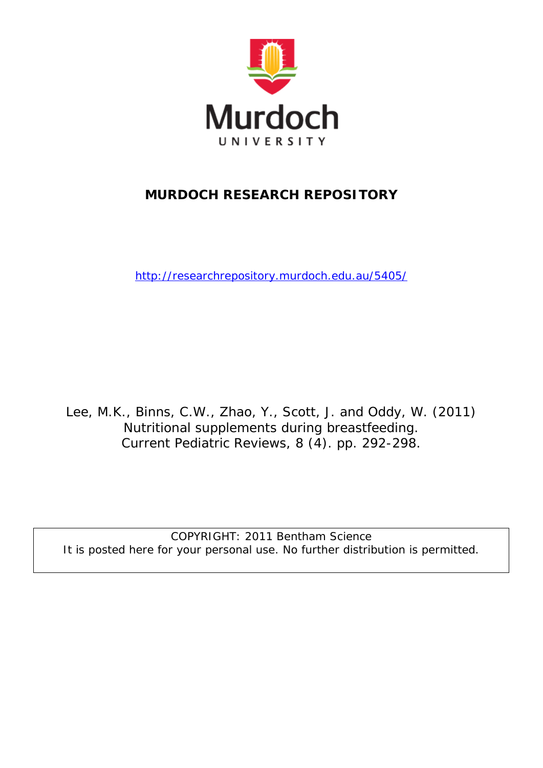# MURDOCH RESEARCH REPOSITORY

http://researchrepository.murdoch.edu.au/5405/

Lee, M.K., Binns, C.W., Zhao, Y., Scott, J. and Oddy, W. (2011) Nutritional supplements during breastfeeding. Current Pediatric Reviews, 8 (4). pp. 292-298.

COPYRIGHT: 2011 Bentham Science
It is posted here for your personal use. No further distribution is permitted.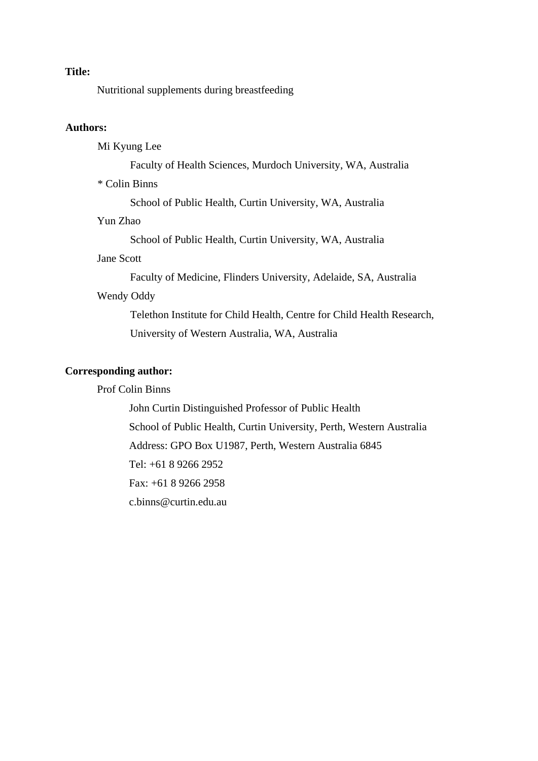**Title:**

Nutritional supplements during breastfeeding

**Authors:**

Mi Kyung Lee

Faculty of Health Sciences, Murdoch University, WA, Australia

* Colin Binns

School of Public Health, Curtin University, WA, Australia

Yun Zhao

School of Public Health, Curtin University, WA, Australia

Jane Scott

Faculty of Medicine, Flinders University, Adelaide, SA, Australia

Wendy Oddy

Telethon Institute for Child Health, Centre for Child Health Research, University of Western Australia, WA, Australia

**Corresponding author:**

Prof Colin Binns

John Curtin Distinguished Professor of Public Health

School of Public Health, Curtin University, Perth, Western Australia

Address: GPO Box U1987, Perth, Western Australia 6845

Tel: +61 8 9266 2952

Fax: +61 8 9266 2958

c.binns@curtin.edu.au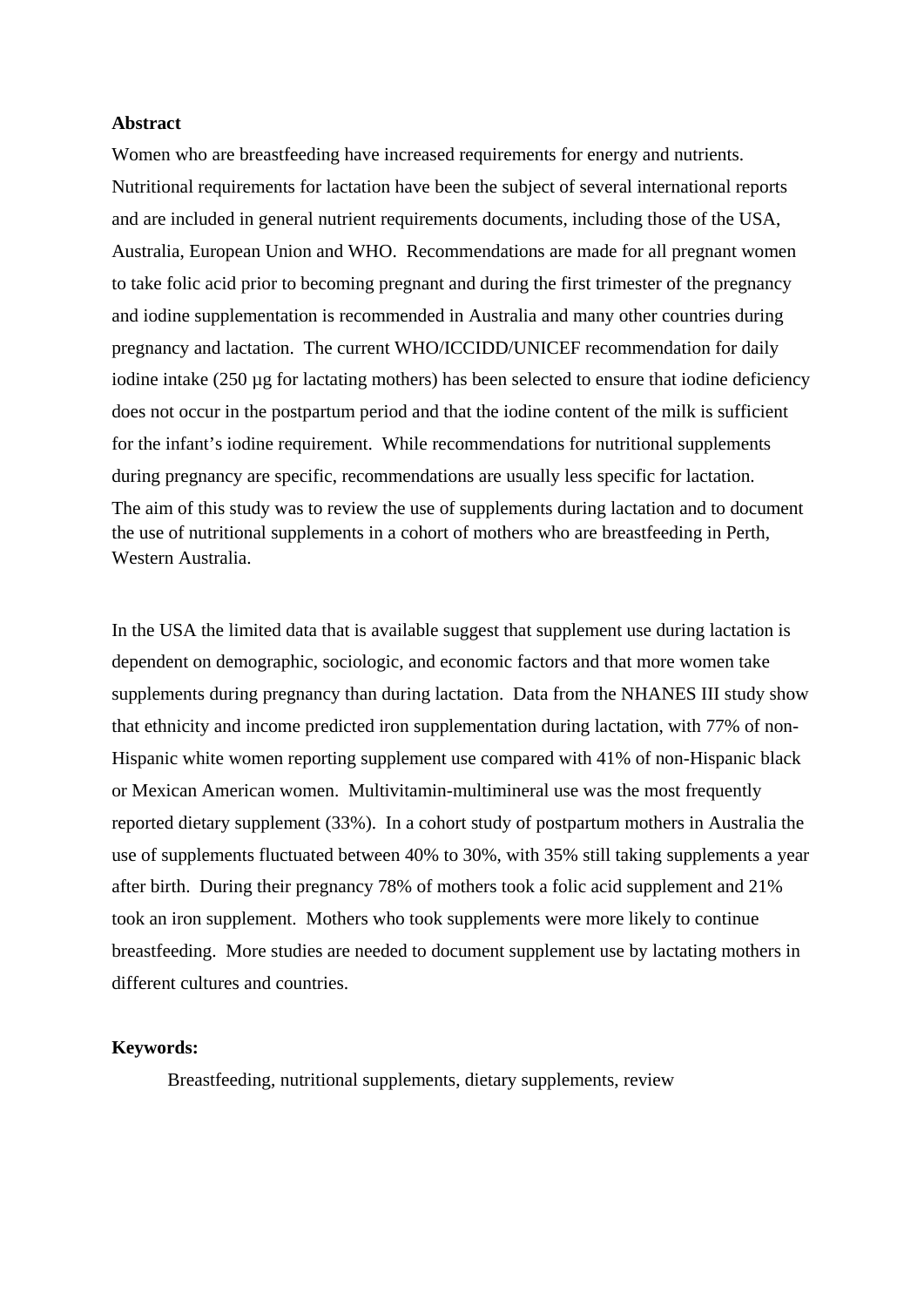**Abstract**

Women who are breastfeeding have increased requirements for energy and nutrients. Nutritional requirements for lactation have been the subject of several international reports and are included in general nutrient requirements documents, including those of the USA, Australia, European Union and WHO. Recommendations are made for all pregnant women to take folic acid prior to becoming pregnant and during the first trimester of the pregnancy and iodine supplementation is recommended in Australia and many other countries during pregnancy and lactation. The current WHO/ICCIDD/UNICEF recommendation for daily iodine intake (250 µg for lactating mothers) has been selected to ensure that iodine deficiency does not occur in the postpartum period and that the iodine content of the milk is sufficient for the infant's iodine requirement. While recommendations for nutritional supplements during pregnancy are specific, recommendations are usually less specific for lactation. The aim of this study was to review the use of supplements during lactation and to document the use of nutritional supplements in a cohort of mothers who are breastfeeding in Perth, Western Australia.

In the USA the limited data that is available suggest that supplement use during lactation is dependent on demographic, sociologic, and economic factors and that more women take supplements during pregnancy than during lactation. Data from the NHANES III study show that ethnicity and income predicted iron supplementation during lactation, with 77% of non-Hispanic white women reporting supplement use compared with 41% of non-Hispanic black or Mexican American women. Multivitamin-multimineral use was the most frequently reported dietary supplement (33%). In a cohort study of postpartum mothers in Australia the use of supplements fluctuated between 40% to 30%, with 35% still taking supplements a year after birth. During their pregnancy 78% of mothers took a folic acid supplement and 21% took an iron supplement. Mothers who took supplements were more likely to continue breastfeeding. More studies are needed to document supplement use by lactating mothers in different cultures and countries.

**Keywords:**

Breastfeeding, nutritional supplements, dietary supplements, review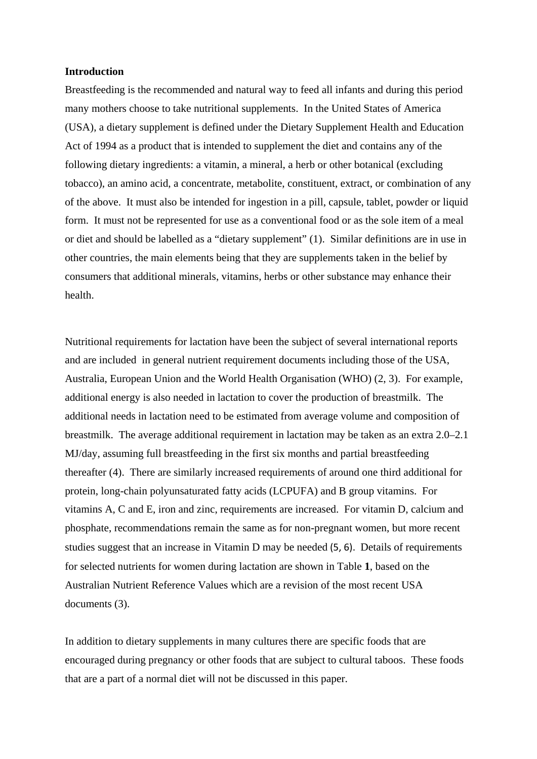**Introduction**

Breastfeeding is the recommended and natural way to feed all infants and during this period many mothers choose to take nutritional supplements. In the United States of America (USA), a dietary supplement is defined under the Dietary Supplement Health and Education Act of 1994 as a product that is intended to supplement the diet and contains any of the following dietary ingredients: a vitamin, a mineral, a herb or other botanical (excluding tobacco), an amino acid, a concentrate, metabolite, constituent, extract, or combination of any of the above. It must also be intended for ingestion in a pill, capsule, tablet, powder or liquid form. It must not be represented for use as a conventional food or as the sole item of a meal or diet and should be labelled as a "dietary supplement" (1). Similar definitions are in use in other countries, the main elements being that they are supplements taken in the belief by consumers that additional minerals, vitamins, herbs or other substance may enhance their health.

Nutritional requirements for lactation have been the subject of several international reports and are included in general nutrient requirement documents including those of the USA, Australia, European Union and the World Health Organisation (WHO) (2, 3). For example, additional energy is also needed in lactation to cover the production of breastmilk. The additional needs in lactation need to be estimated from average volume and composition of breastmilk. The average additional requirement in lactation may be taken as an extra 2.0–2.1 MJ/day, assuming full breastfeeding in the first six months and partial breastfeeding thereafter (4). There are similarly increased requirements of around one third additional for protein, long-chain polyunsaturated fatty acids (LCPUFA) and B group vitamins. For vitamins A, C and E, iron and zinc, requirements are increased. For vitamin D, calcium and phosphate, recommendations remain the same as for non-pregnant women, but more recent studies suggest that an increase in Vitamin D may be needed (5, 6). Details of requirements for selected nutrients for women during lactation are shown in Table **1**, based on the Australian Nutrient Reference Values which are a revision of the most recent USA documents (3).

In addition to dietary supplements in many cultures there are specific foods that are encouraged during pregnancy or other foods that are subject to cultural taboos. These foods that are a part of a normal diet will not be discussed in this paper.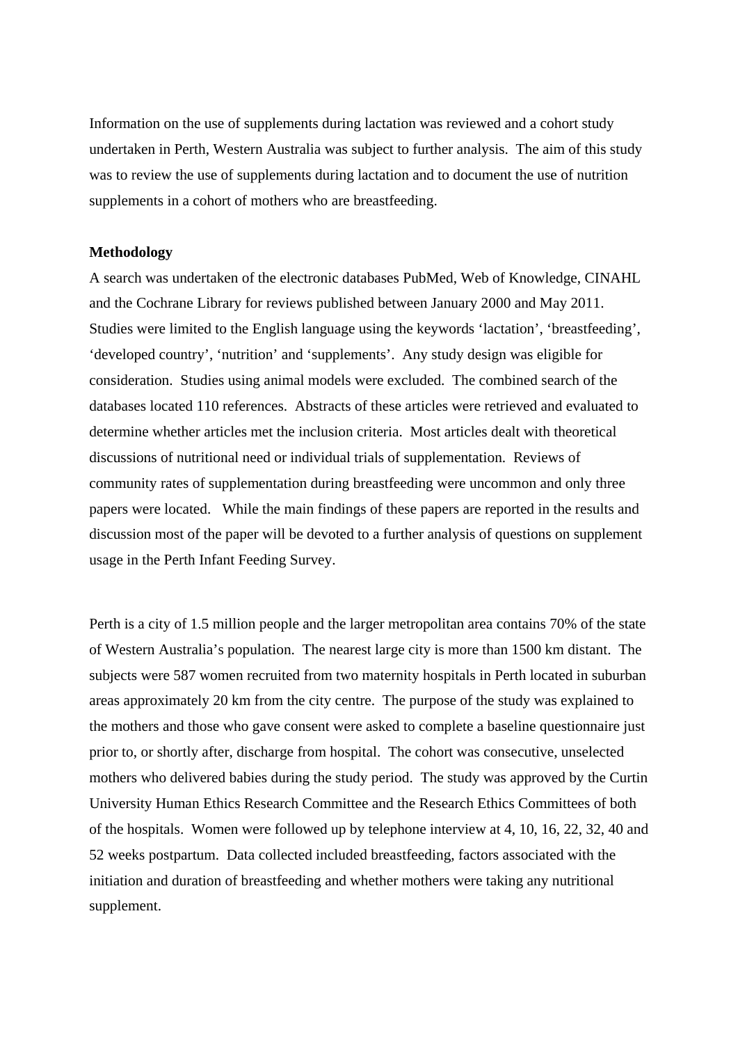Information on the use of supplements during lactation was reviewed and a cohort study undertaken in Perth, Western Australia was subject to further analysis. The aim of this study was to review the use of supplements during lactation and to document the use of nutrition supplements in a cohort of mothers who are breastfeeding.

**Methodology**

A search was undertaken of the electronic databases PubMed, Web of Knowledge, CINAHL and the Cochrane Library for reviews published between January 2000 and May 2011. Studies were limited to the English language using the keywords 'lactation', 'breastfeeding', 'developed country', 'nutrition' and 'supplements'. Any study design was eligible for consideration. Studies using animal models were excluded. The combined search of the databases located 110 references. Abstracts of these articles were retrieved and evaluated to determine whether articles met the inclusion criteria. Most articles dealt with theoretical discussions of nutritional need or individual trials of supplementation. Reviews of community rates of supplementation during breastfeeding were uncommon and only three papers were located. While the main findings of these papers are reported in the results and discussion most of the paper will be devoted to a further analysis of questions on supplement usage in the Perth Infant Feeding Survey.

Perth is a city of 1.5 million people and the larger metropolitan area contains 70% of the state of Western Australia's population. The nearest large city is more than 1500 km distant. The subjects were 587 women recruited from two maternity hospitals in Perth located in suburban areas approximately 20 km from the city centre. The purpose of the study was explained to the mothers and those who gave consent were asked to complete a baseline questionnaire just prior to, or shortly after, discharge from hospital. The cohort was consecutive, unselected mothers who delivered babies during the study period. The study was approved by the Curtin University Human Ethics Research Committee and the Research Ethics Committees of both of the hospitals. Women were followed up by telephone interview at 4, 10, 16, 22, 32, 40 and 52 weeks postpartum. Data collected included breastfeeding, factors associated with the initiation and duration of breastfeeding and whether mothers were taking any nutritional supplement.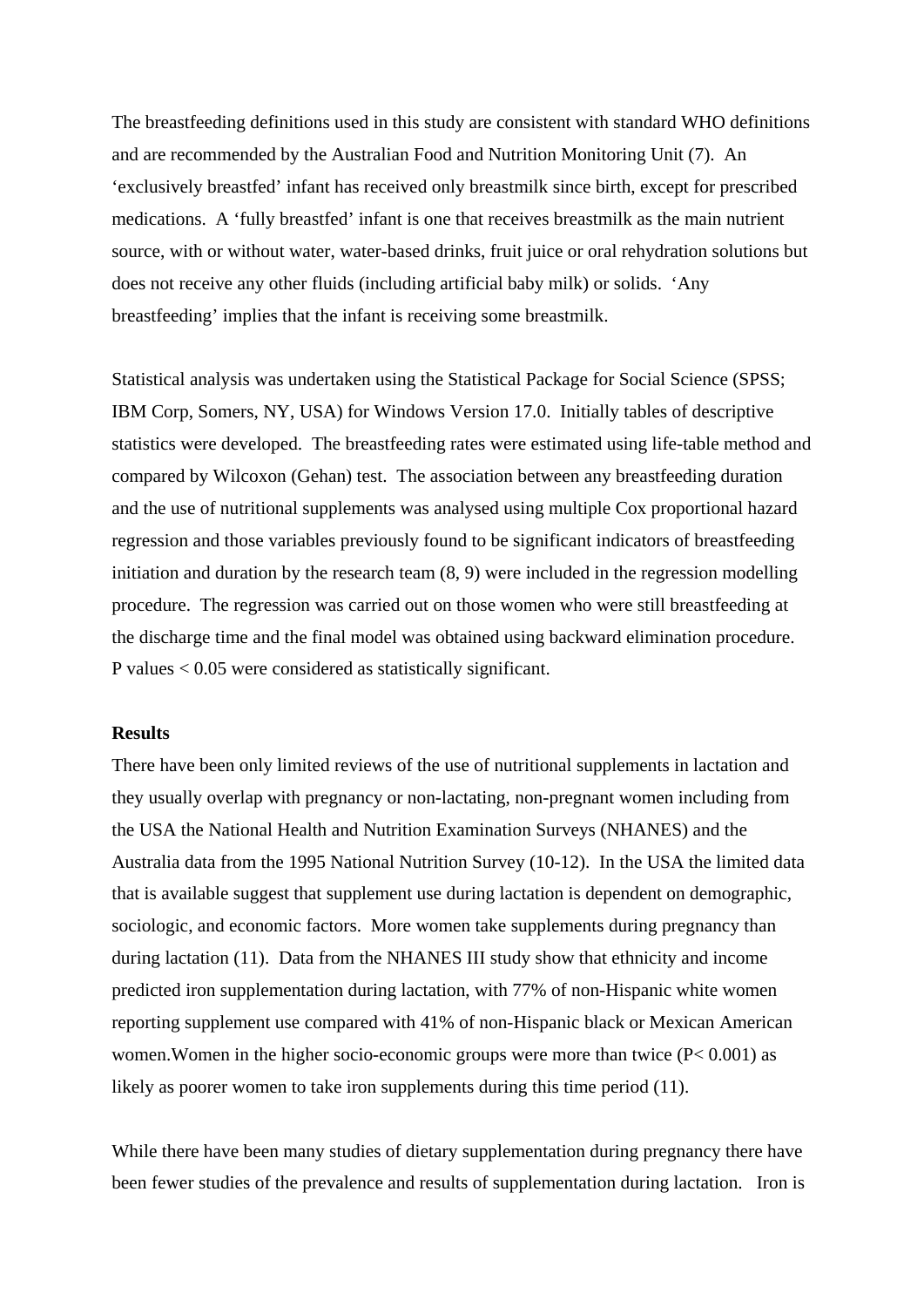The breastfeeding definitions used in this study are consistent with standard WHO definitions and are recommended by the Australian Food and Nutrition Monitoring Unit (7). An 'exclusively breastfed' infant has received only breastmilk since birth, except for prescribed medications. A 'fully breastfed' infant is one that receives breastmilk as the main nutrient source, with or without water, water-based drinks, fruit juice or oral rehydration solutions but does not receive any other fluids (including artificial baby milk) or solids. 'Any breastfeeding' implies that the infant is receiving some breastmilk.

Statistical analysis was undertaken using the Statistical Package for Social Science (SPSS; IBM Corp, Somers, NY, USA) for Windows Version 17.0. Initially tables of descriptive statistics were developed. The breastfeeding rates were estimated using life-table method and compared by Wilcoxon (Gehan) test. The association between any breastfeeding duration and the use of nutritional supplements was analysed using multiple Cox proportional hazard regression and those variables previously found to be significant indicators of breastfeeding initiation and duration by the research team (8, 9) were included in the regression modelling procedure. The regression was carried out on those women who were still breastfeeding at the discharge time and the final model was obtained using backward elimination procedure. P values < 0.05 were considered as statistically significant.

**Results**

There have been only limited reviews of the use of nutritional supplements in lactation and they usually overlap with pregnancy or non-lactating, non-pregnant women including from the USA the National Health and Nutrition Examination Surveys (NHANES) and the Australia data from the 1995 National Nutrition Survey (10-12). In the USA the limited data that is available suggest that supplement use during lactation is dependent on demographic, sociologic, and economic factors. More women take supplements during pregnancy than during lactation (11). Data from the NHANES III study show that ethnicity and income predicted iron supplementation during lactation, with 77% of non-Hispanic white women reporting supplement use compared with 41% of non-Hispanic black or Mexican American women.Women in the higher socio-economic groups were more than twice ($P < 0.001$) as likely as poorer women to take iron supplements during this time period (11).

While there have been many studies of dietary supplementation during pregnancy there have been fewer studies of the prevalence and results of supplementation during lactation. Iron is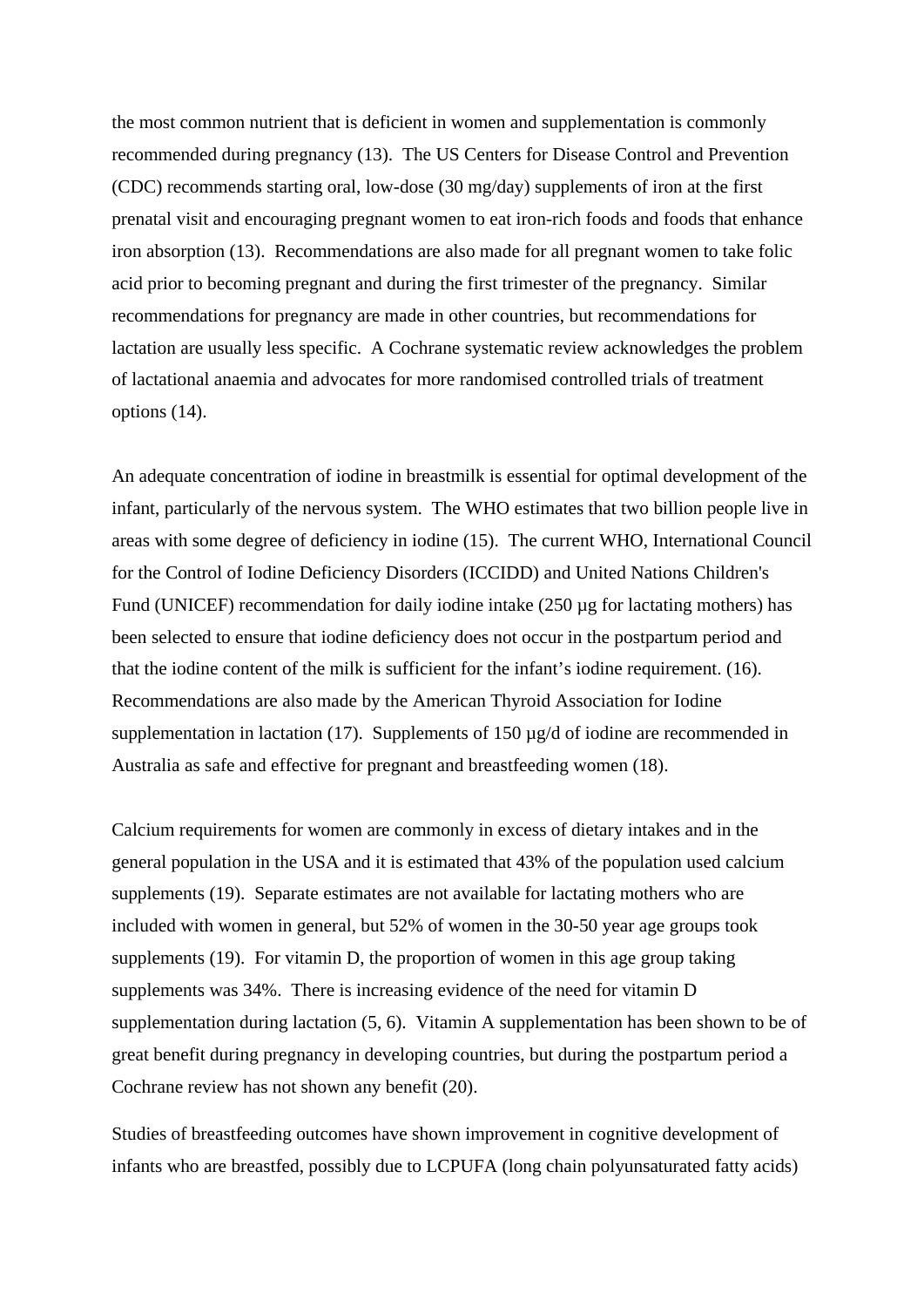the most common nutrient that is deficient in women and supplementation is commonly recommended during pregnancy (13). The US Centers for Disease Control and Prevention (CDC) recommends starting oral, low-dose (30 mg/day) supplements of iron at the first prenatal visit and encouraging pregnant women to eat iron-rich foods and foods that enhance iron absorption (13). Recommendations are also made for all pregnant women to take folic acid prior to becoming pregnant and during the first trimester of the pregnancy. Similar recommendations for pregnancy are made in other countries, but recommendations for lactation are usually less specific. A Cochrane systematic review acknowledges the problem of lactational anaemia and advocates for more randomised controlled trials of treatment options (14).

An adequate concentration of iodine in breastmilk is essential for optimal development of the infant, particularly of the nervous system. The WHO estimates that two billion people live in areas with some degree of deficiency in iodine (15). The current WHO, International Council for the Control of Iodine Deficiency Disorders (ICCIDD) and United Nations Children's Fund (UNICEF) recommendation for daily iodine intake (250 μg for lactating mothers) has been selected to ensure that iodine deficiency does not occur in the postpartum period and that the iodine content of the milk is sufficient for the infant's iodine requirement. (16). Recommendations are also made by the American Thyroid Association for Iodine supplementation in lactation (17). Supplements of 150 μg/d of iodine are recommended in Australia as safe and effective for pregnant and breastfeeding women (18).

Calcium requirements for women are commonly in excess of dietary intakes and in the general population in the USA and it is estimated that 43% of the population used calcium supplements (19). Separate estimates are not available for lactating mothers who are included with women in general, but 52% of women in the 30-50 year age groups took supplements (19). For vitamin D, the proportion of women in this age group taking supplements was 34%. There is increasing evidence of the need for vitamin D supplementation during lactation (5, 6). Vitamin A supplementation has been shown to be of great benefit during pregnancy in developing countries, but during the postpartum period a Cochrane review has not shown any benefit (20).

Studies of breastfeeding outcomes have shown improvement in cognitive development of infants who are breastfed, possibly due to LCPUFA (long chain polyunsaturated fatty acids)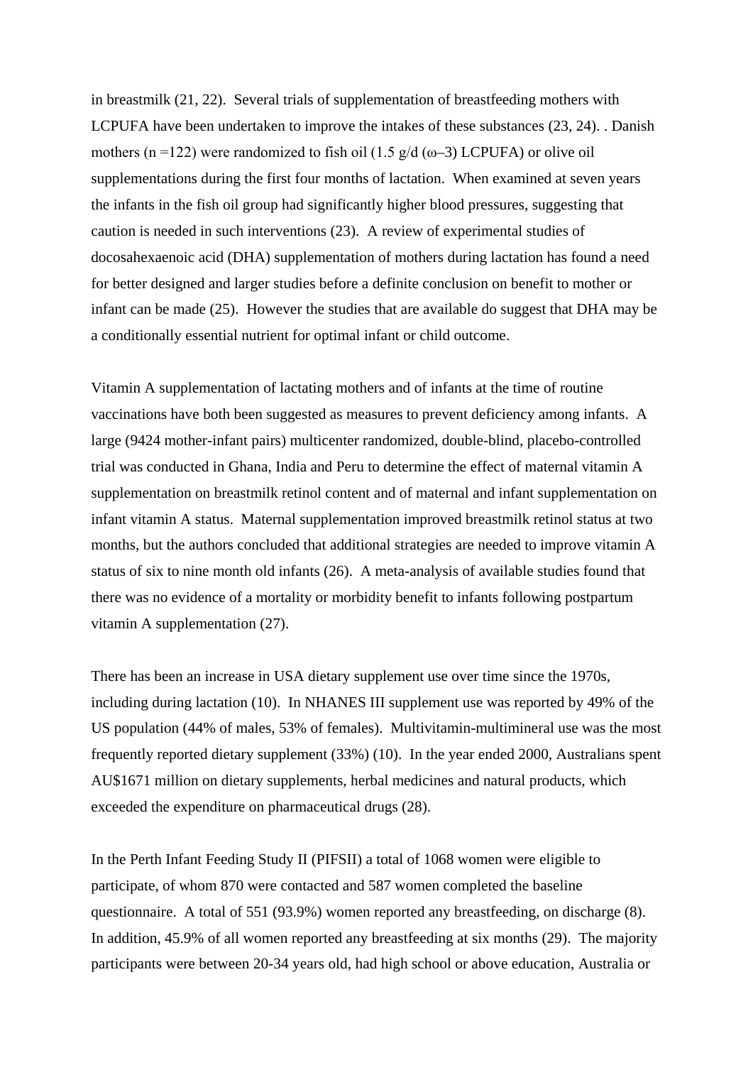in breastmilk (21, 22). Several trials of supplementation of breastfeeding mothers with LCPUFA have been undertaken to improve the intakes of these substances (23, 24). . Danish mothers (n =122) were randomized to fish oil (1.5 g/d (ω–3) LCPUFA) or olive oil supplementations during the first four months of lactation. When examined at seven years the infants in the fish oil group had significantly higher blood pressures, suggesting that caution is needed in such interventions (23). A review of experimental studies of docosahexaenoic acid (DHA) supplementation of mothers during lactation has found a need for better designed and larger studies before a definite conclusion on benefit to mother or infant can be made (25). However the studies that are available do suggest that DHA may be a conditionally essential nutrient for optimal infant or child outcome.

Vitamin A supplementation of lactating mothers and of infants at the time of routine vaccinations have both been suggested as measures to prevent deficiency among infants. A large (9424 mother-infant pairs) multicenter randomized, double-blind, placebo-controlled trial was conducted in Ghana, India and Peru to determine the effect of maternal vitamin A supplementation on breastmilk retinol content and of maternal and infant supplementation on infant vitamin A status. Maternal supplementation improved breastmilk retinol status at two months, but the authors concluded that additional strategies are needed to improve vitamin A status of six to nine month old infants (26). A meta-analysis of available studies found that there was no evidence of a mortality or morbidity benefit to infants following postpartum vitamin A supplementation (27).

There has been an increase in USA dietary supplement use over time since the 1970s, including during lactation (10). In NHANES III supplement use was reported by 49% of the US population (44% of males, 53% of females). Multivitamin-multimineral use was the most frequently reported dietary supplement (33%) (10). In the year ended 2000, Australians spent AU$1671 million on dietary supplements, herbal medicines and natural products, which exceeded the expenditure on pharmaceutical drugs (28).

In the Perth Infant Feeding Study II (PIFSII) a total of 1068 women were eligible to participate, of whom 870 were contacted and 587 women completed the baseline questionnaire. A total of 551 (93.9%) women reported any breastfeeding, on discharge (8). In addition, 45.9% of all women reported any breastfeeding at six months (29). The majority participants were between 20-34 years old, had high school or above education, Australia or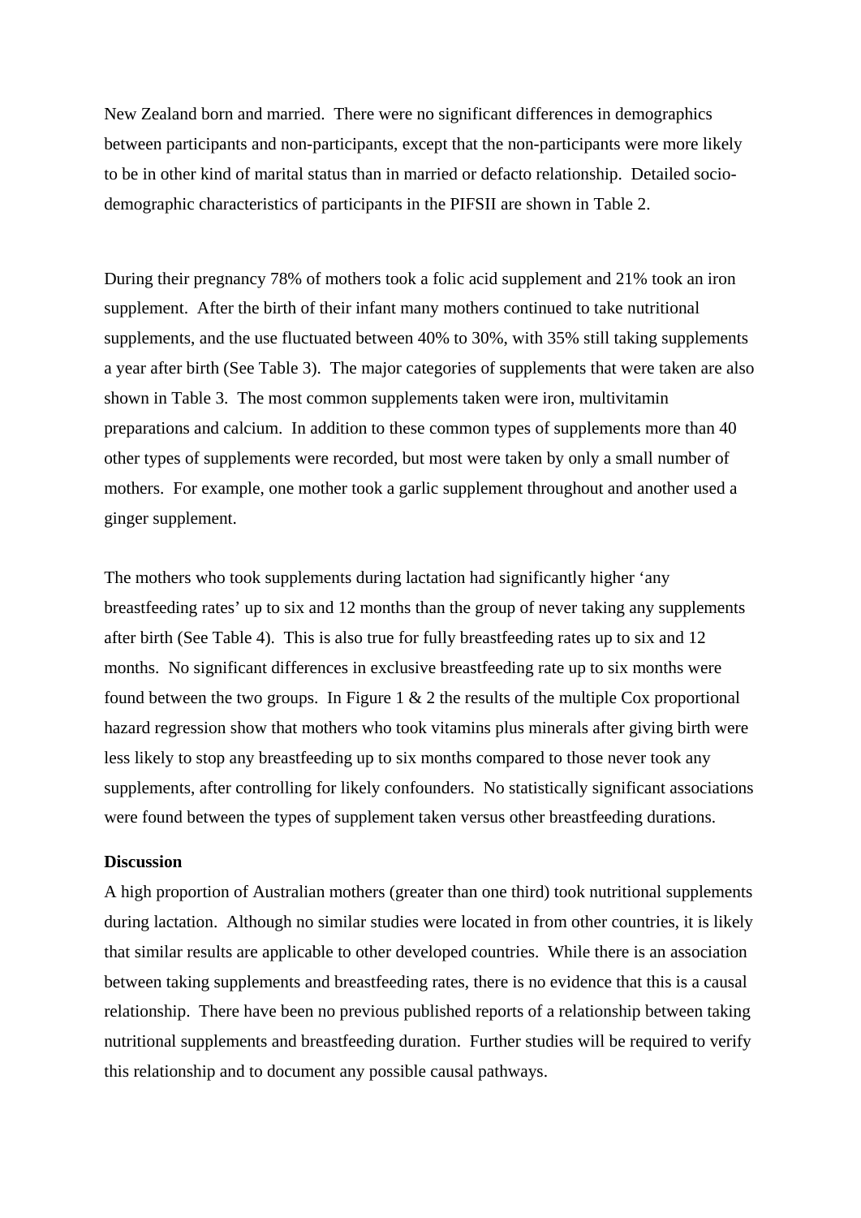New Zealand born and married. There were no significant differences in demographics between participants and non-participants, except that the non-participants were more likely to be in other kind of marital status than in married or defacto relationship. Detailed socio-demographic characteristics of participants in the PIFSII are shown in Table 2.

During their pregnancy 78% of mothers took a folic acid supplement and 21% took an iron supplement. After the birth of their infant many mothers continued to take nutritional supplements, and the use fluctuated between 40% to 30%, with 35% still taking supplements a year after birth (See Table 3). The major categories of supplements that were taken are also shown in Table 3. The most common supplements taken were iron, multivitamin preparations and calcium. In addition to these common types of supplements more than 40 other types of supplements were recorded, but most were taken by only a small number of mothers. For example, one mother took a garlic supplement throughout and another used a ginger supplement.

The mothers who took supplements during lactation had significantly higher 'any breastfeeding rates' up to six and 12 months than the group of never taking any supplements after birth (See Table 4). This is also true for fully breastfeeding rates up to six and 12 months. No significant differences in exclusive breastfeeding rate up to six months were found between the two groups. In Figure 1 & 2 the results of the multiple Cox proportional hazard regression show that mothers who took vitamins plus minerals after giving birth were less likely to stop any breastfeeding up to six months compared to those never took any supplements, after controlling for likely confounders. No statistically significant associations were found between the types of supplement taken versus other breastfeeding durations.

**Discussion**

A high proportion of Australian mothers (greater than one third) took nutritional supplements during lactation. Although no similar studies were located in from other countries, it is likely that similar results are applicable to other developed countries. While there is an association between taking supplements and breastfeeding rates, there is no evidence that this is a causal relationship. There have been no previous published reports of a relationship between taking nutritional supplements and breastfeeding duration. Further studies will be required to verify this relationship and to document any possible causal pathways.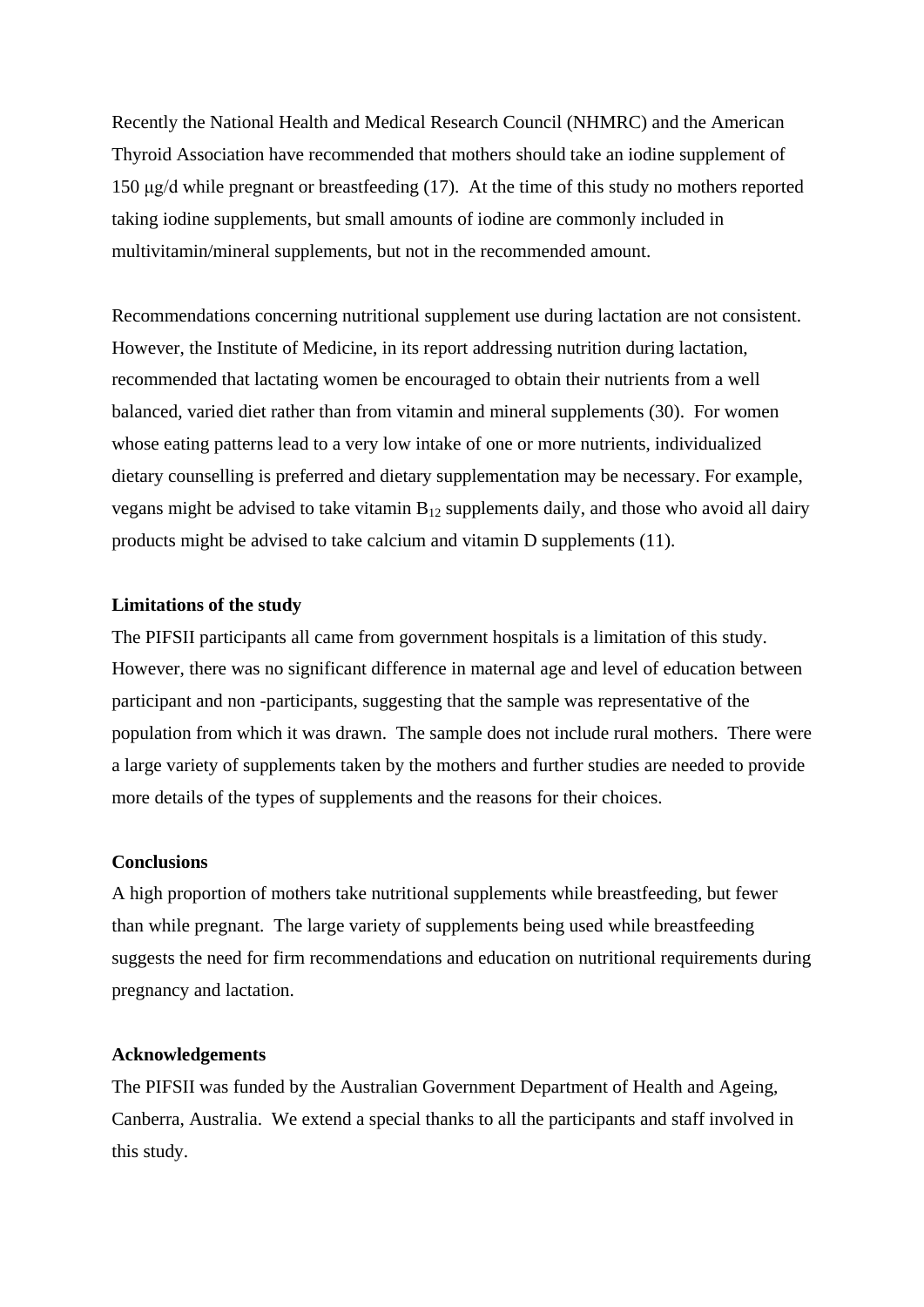Recently the National Health and Medical Research Council (NHMRC) and the American Thyroid Association have recommended that mothers should take an iodine supplement of 150 μg/d while pregnant or breastfeeding (17). At the time of this study no mothers reported taking iodine supplements, but small amounts of iodine are commonly included in multivitamin/mineral supplements, but not in the recommended amount.

Recommendations concerning nutritional supplement use during lactation are not consistent. However, the Institute of Medicine, in its report addressing nutrition during lactation, recommended that lactating women be encouraged to obtain their nutrients from a well balanced, varied diet rather than from vitamin and mineral supplements (30). For women whose eating patterns lead to a very low intake of one or more nutrients, individualized dietary counselling is preferred and dietary supplementation may be necessary. For example, vegans might be advised to take vitamin $B_{12}$ supplements daily, and those who avoid all dairy products might be advised to take calcium and vitamin D supplements (11).

**Limitations of the study**

The PIFSII participants all came from government hospitals is a limitation of this study. However, there was no significant difference in maternal age and level of education between participant and non -participants, suggesting that the sample was representative of the population from which it was drawn. The sample does not include rural mothers. There were a large variety of supplements taken by the mothers and further studies are needed to provide more details of the types of supplements and the reasons for their choices.

**Conclusions**

A high proportion of mothers take nutritional supplements while breastfeeding, but fewer than while pregnant. The large variety of supplements being used while breastfeeding suggests the need for firm recommendations and education on nutritional requirements during pregnancy and lactation.

**Acknowledgements**

The PIFSII was funded by the Australian Government Department of Health and Ageing, Canberra, Australia. We extend a special thanks to all the participants and staff involved in this study.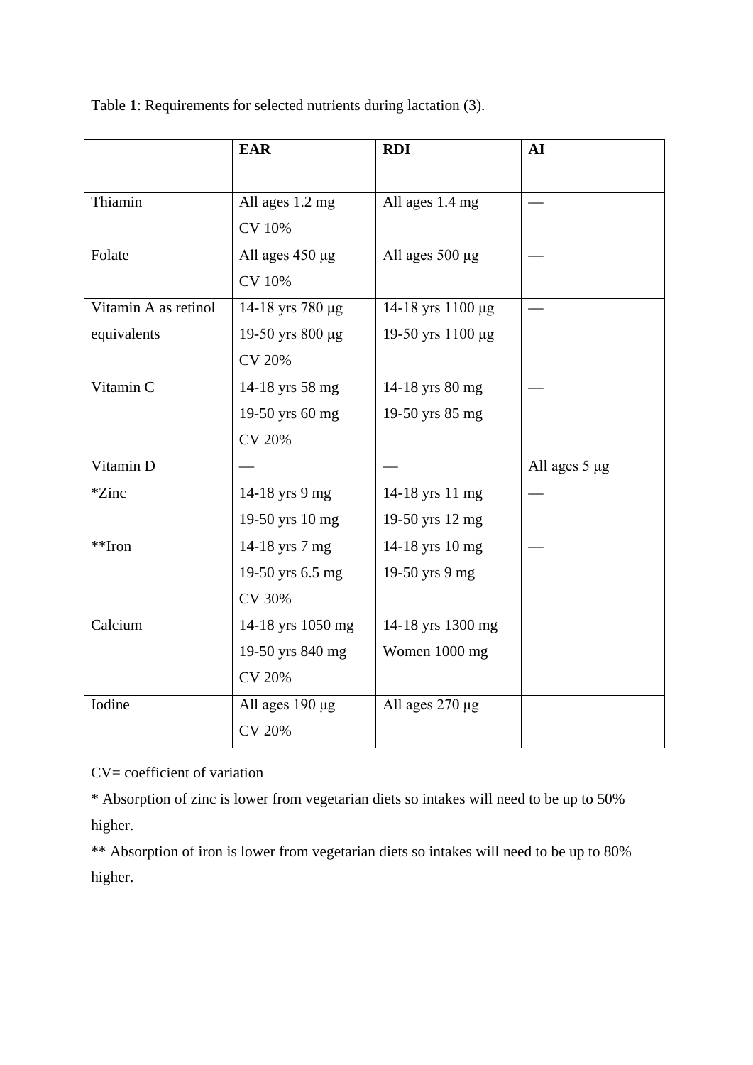Table **1**: Requirements for selected nutrients during lactation (3).

| | **EAR** | **RDI** | **AI** |
|---|---|---|---|
| Thiamin | All ages 1.2 mg<br>CV 10% | All ages 1.4 mg | — |
| Folate | All ages 450 µg<br>CV 10% | All ages 500 µg | — |
| Vitamin A as retinol equivalents | 14-18 yrs 780 µg<br>19-50 yrs 800 µg<br>CV 20% | 14-18 yrs 1100 µg<br>19-50 yrs 1100 µg | — |
| Vitamin C | 14-18 yrs 58 mg<br>19-50 yrs 60 mg<br>CV 20% | 14-18 yrs 80 mg<br>19-50 yrs 85 mg | — |
| Vitamin D | — | — | All ages 5 µg |
| *Zinc | 14-18 yrs 9 mg<br>19-50 yrs 10 mg | 14-18 yrs 11 mg<br>19-50 yrs 12 mg | — |
| **Iron | 14-18 yrs 7 mg<br>19-50 yrs 6.5 mg<br>CV 30% | 14-18 yrs 10 mg<br>19-50 yrs 9 mg | — |
| Calcium | 14-18 yrs 1050 mg<br>19-50 yrs 840 mg<br>CV 20% | 14-18 yrs 1300 mg<br>Women 1000 mg | |
| Iodine | All ages 190 µg<br>CV 20% | All ages 270 µg | |

CV= coefficient of variation

* Absorption of zinc is lower from vegetarian diets so intakes will need to be up to 50% higher.

** Absorption of iron is lower from vegetarian diets so intakes will need to be up to 80% higher.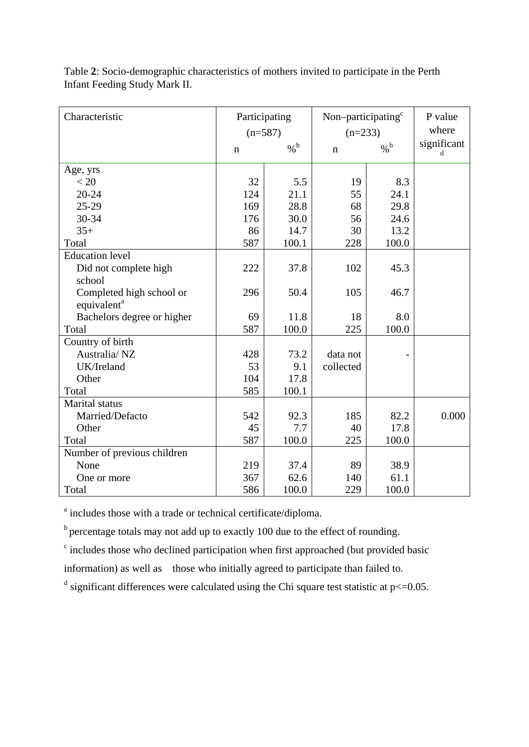Table **2**: Socio-demographic characteristics of mothers invited to participate in the Perth Infant Feeding Study Mark II.

| Characteristic | Participating (n=587) | | Non–participating[c] (n=233) | | P value where significant[d] |
|---|---|---|---|---|---|
| | n | %[b] | n | %[b] | |
| **Age, yrs** | | | | | |
| < 20 | 32 | 5.5 | 19 | 8.3 | |
| 20-24 | 124 | 21.1 | 55 | 24.1 | |
| 25-29 | 169 | 28.8 | 68 | 29.8 | |
| 30-34 | 176 | 30.0 | 56 | 24.6 | |
| 35+ | 86 | 14.7 | 30 | 13.2 | |
| Total | 587 | 100.1 | 228 | 100.0 | |
| **Education level** | | | | | |
| Did not complete high school | 222 | 37.8 | 102 | 45.3 | |
| Completed high school or equivalent[a] | 296 | 50.4 | 105 | 46.7 | |
| Bachelors degree or higher | 69 | 11.8 | 18 | 8.0 | |
| Total | 587 | 100.0 | 225 | 100.0 | |
| **Country of birth** | | | | | |
| Australia/ NZ | 428 | 73.2 | data not collected | - | |
| UK/Ireland | 53 | 9.1 | | | |
| Other | 104 | 17.8 | | | |
| Total | 585 | 100.1 | | | |
| **Marital status** | | | | | |
| Married/Defacto | 542 | 92.3 | 185 | 82.2 | 0.000 |
| Other | 45 | 7.7 | 40 | 17.8 | |
| Total | 587 | 100.0 | 225 | 100.0 | |
| **Number of previous children** | | | | | |
| None | 219 | 37.4 | 89 | 38.9 | |
| One or more | 367 | 62.6 | 140 | 61.1 | |
| Total | 586 | 100.0 | 229 | 100.0 | |

[a] includes those with a trade or technical certificate/diploma.

[b] percentage totals may not add up to exactly 100 due to the effect of rounding.

[c] includes those who declined participation when first approached (but provided basic information) as well as those who initially agreed to participate than failed to.

[d] significant differences were calculated using the Chi square test statistic at $p<=0.05$.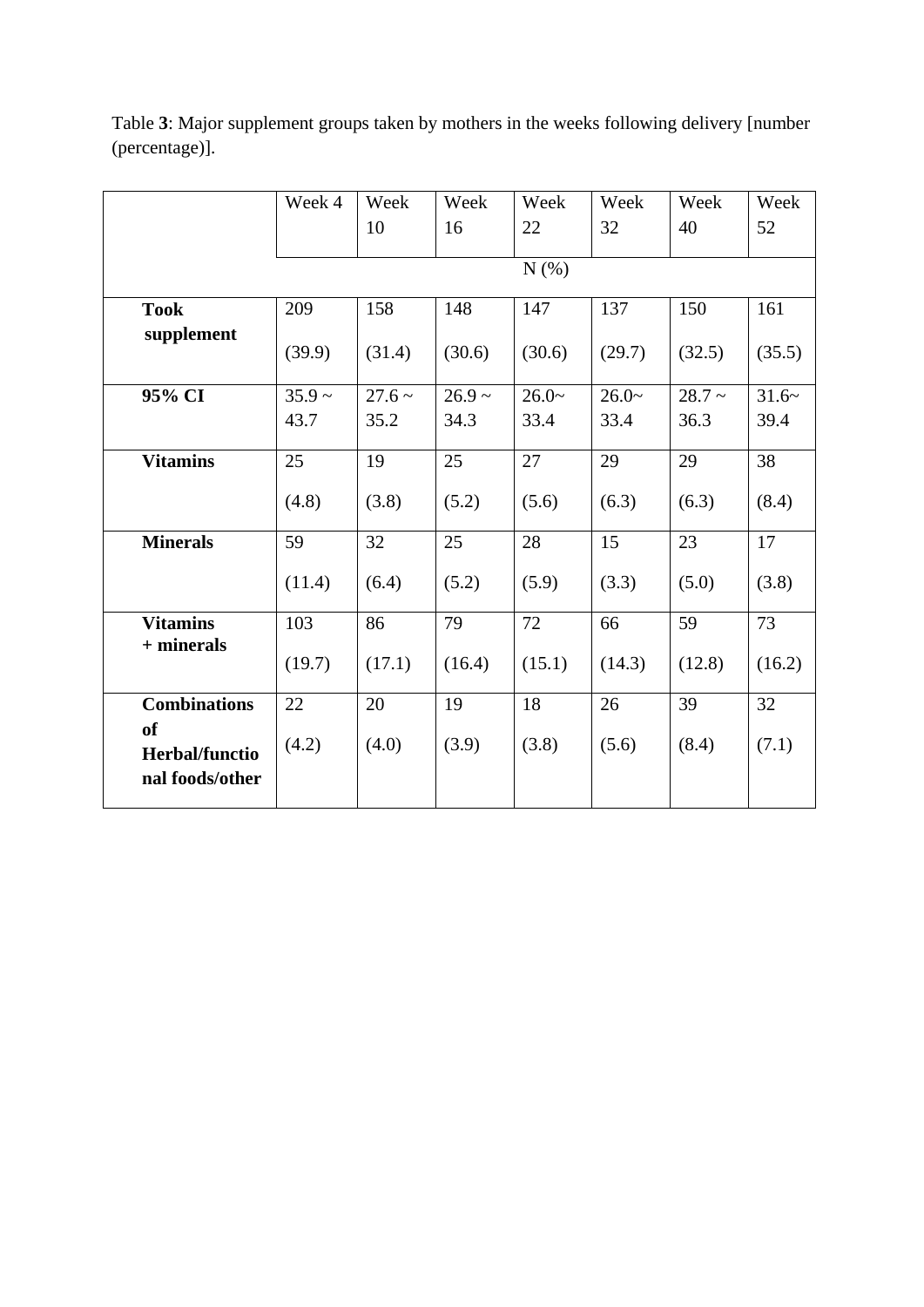Table **3**: Major supplement groups taken by mothers in the weeks following delivery [number (percentage)].

| | Week 4 | Week 10 | Week 16 | Week 22 | Week 32 | Week 40 | Week 52 |
|---|---|---|---|---|---|---|---|
| | N (%) | | | | | | |
| **Took supplement** | 209 (39.9) | 158 (31.4) | 148 (30.6) | 147 (30.6) | 137 (29.7) | 150 (32.5) | 161 (35.5) |
| **95% CI** | 35.9 ~ 43.7 | 27.6 ~ 35.2 | 26.9 ~ 34.3 | 26.0~ 33.4 | 26.0~ 33.4 | 28.7 ~ 36.3 | 31.6~ 39.4 |
| **Vitamins** | 25 (4.8) | 19 (3.8) | 25 (5.2) | 27 (5.6) | 29 (6.3) | 29 (6.3) | 38 (8.4) |
| **Minerals** | 59 (11.4) | 32 (6.4) | 25 (5.2) | 28 (5.9) | 15 (3.3) | 23 (5.0) | 17 (3.8) |
| **Vitamins + minerals** | 103 (19.7) | 86 (17.1) | 79 (16.4) | 72 (15.1) | 66 (14.3) | 59 (12.8) | 73 (16.2) |
| **Combinations of Herbal/functional foods/other** | 22 (4.2) | 20 (4.0) | 19 (3.9) | 18 (3.8) | 26 (5.6) | 39 (8.4) | 32 (7.1) |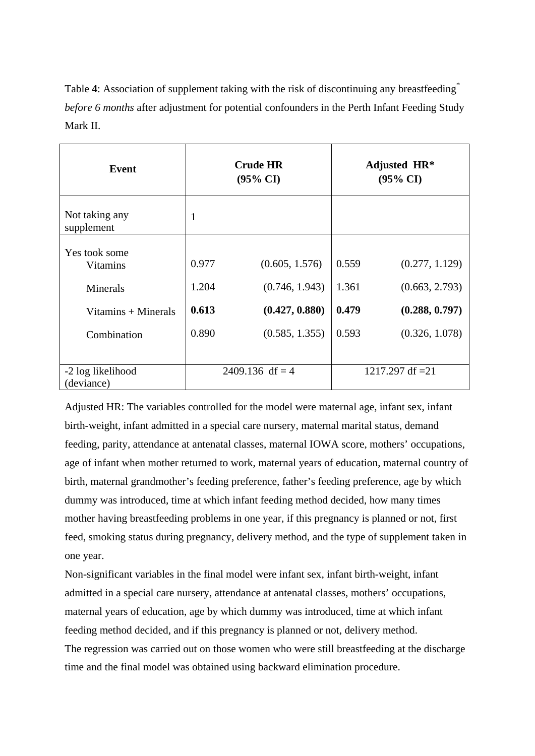Table **4**: Association of supplement taking with the risk of discontinuing any breastfeeding* *before 6 months* after adjustment for potential confounders in the Perth Infant Feeding Study Mark II.

| Event | Crude HR (95% CI) | | Adjusted HR* (95% CI) | |
|---|---|---|---|---|
| Not taking any supplement | 1 | | | |
| Yes took some | | | | |
| Vitamins | 0.977 | (0.605, 1.576) | 0.559 | (0.277, 1.129) |
| Minerals | 1.204 | (0.746, 1.943) | 1.361 | (0.663, 2.793) |
| Vitamins + Minerals | **0.613** | **(0.427, 0.880)** | **0.479** | **(0.288, 0.797)** |
| Combination | 0.890 | (0.585, 1.355) | 0.593 | (0.326, 1.078) |
| -2 log likelihood (deviance) | 2409.136 df = 4 | | 1217.297 df =21 | |

Adjusted HR: The variables controlled for the model were maternal age, infant sex, infant birth-weight, infant admitted in a special care nursery, maternal marital status, demand feeding, parity, attendance at antenatal classes, maternal IOWA score, mothers' occupations, age of infant when mother returned to work, maternal years of education, maternal country of birth, maternal grandmother's feeding preference, father's feeding preference, age by which dummy was introduced, time at which infant feeding method decided, how many times mother having breastfeeding problems in one year, if this pregnancy is planned or not, first feed, smoking status during pregnancy, delivery method, and the type of supplement taken in one year.

Non-significant variables in the final model were infant sex, infant birth-weight, infant admitted in a special care nursery, attendance at antenatal classes, mothers' occupations, maternal years of education, age by which dummy was introduced, time at which infant feeding method decided, and if this pregnancy is planned or not, delivery method.

The regression was carried out on those women who were still breastfeeding at the discharge time and the final model was obtained using backward elimination procedure.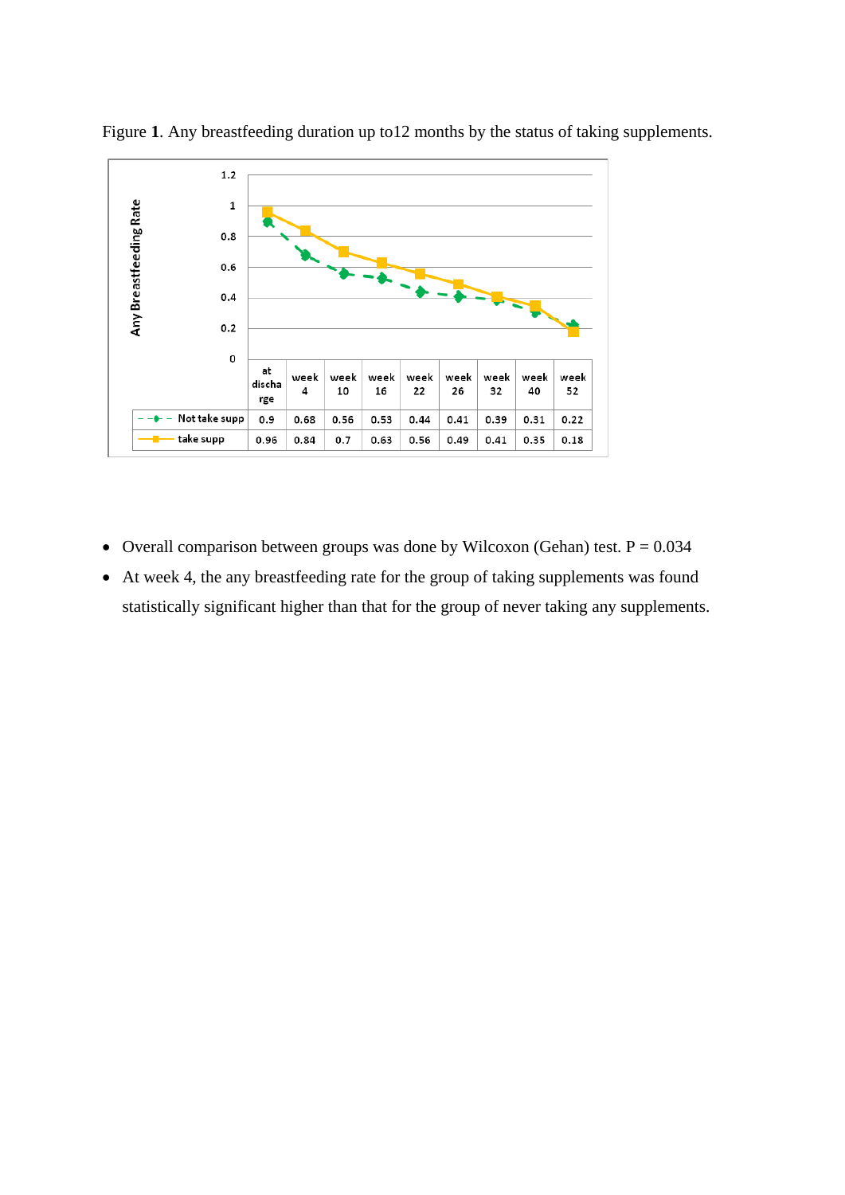Figure **1**. Any breastfeeding duration up to12 months by the status of taking supplements.

| | at discharge | week 4 | week 10 | week 16 | week 22 | week 26 | week 32 | week 40 | week 52 |
|---|---|---|---|---|---|---|---|---|---|
| Not take supp | 0.9 | 0.68 | 0.56 | 0.53 | 0.44 | 0.41 | 0.39 | 0.31 | 0.22 |
| take supp | 0.96 | 0.84 | 0.7 | 0.63 | 0.56 | 0.49 | 0.41 | 0.35 | 0.18 |

- Overall comparison between groups was done by Wilcoxon (Gehan) test. P = 0.034
- At week 4, the any breastfeeding rate for the group of taking supplements was found statistically significant higher than that for the group of never taking any supplements.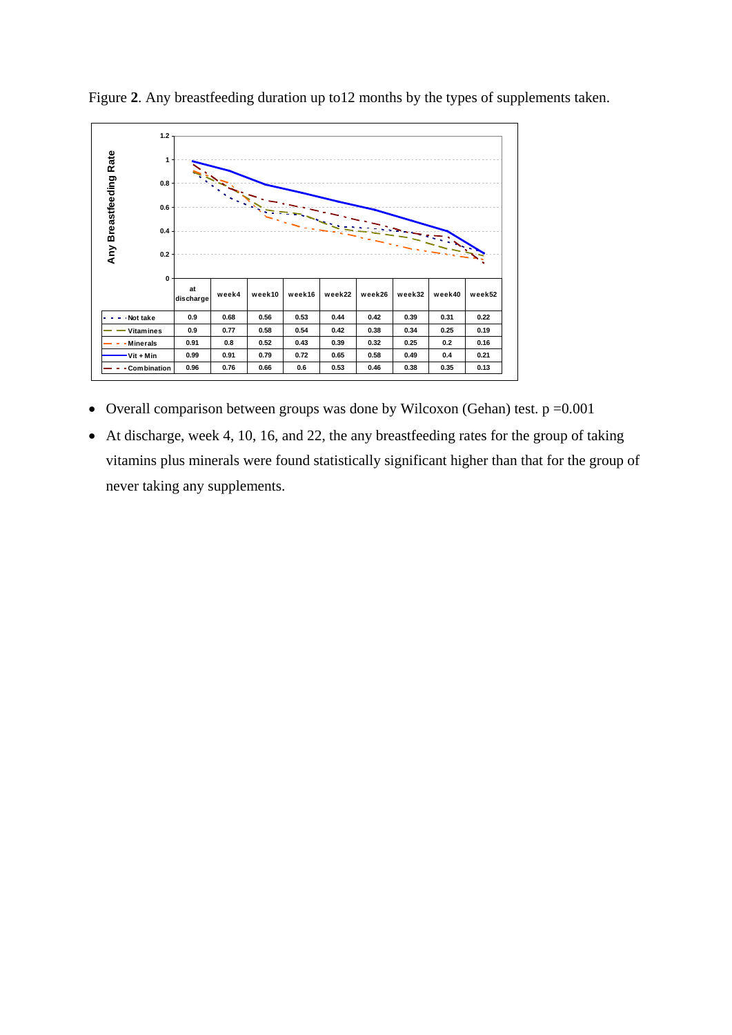Figure **2**. Any breastfeeding duration up to12 months by the types of supplements taken.

| | at discharge | week4 | week10 | week16 | week22 | week26 | week32 | week40 | week52 |
|---|---|---|---|---|---|---|---|---|---|
| Not take | 0.9 | 0.68 | 0.56 | 0.53 | 0.44 | 0.42 | 0.39 | 0.31 | 0.22 |
| Vitamines | 0.9 | 0.77 | 0.58 | 0.54 | 0.42 | 0.38 | 0.34 | 0.25 | 0.19 |
| Minerals | 0.91 | 0.8 | 0.52 | 0.43 | 0.39 | 0.32 | 0.25 | 0.2 | 0.16 |
| Vit + Min | 0.99 | 0.91 | 0.79 | 0.72 | 0.65 | 0.58 | 0.49 | 0.4 | 0.21 |
| Combination | 0.96 | 0.76 | 0.66 | 0.6 | 0.53 | 0.46 | 0.38 | 0.35 | 0.13 |

- Overall comparison between groups was done by Wilcoxon (Gehan) test. $p = 0.001$
- At discharge, week 4, 10, 16, and 22, the any breastfeeding rates for the group of taking vitamins plus minerals were found statistically significant higher than that for the group of never taking any supplements.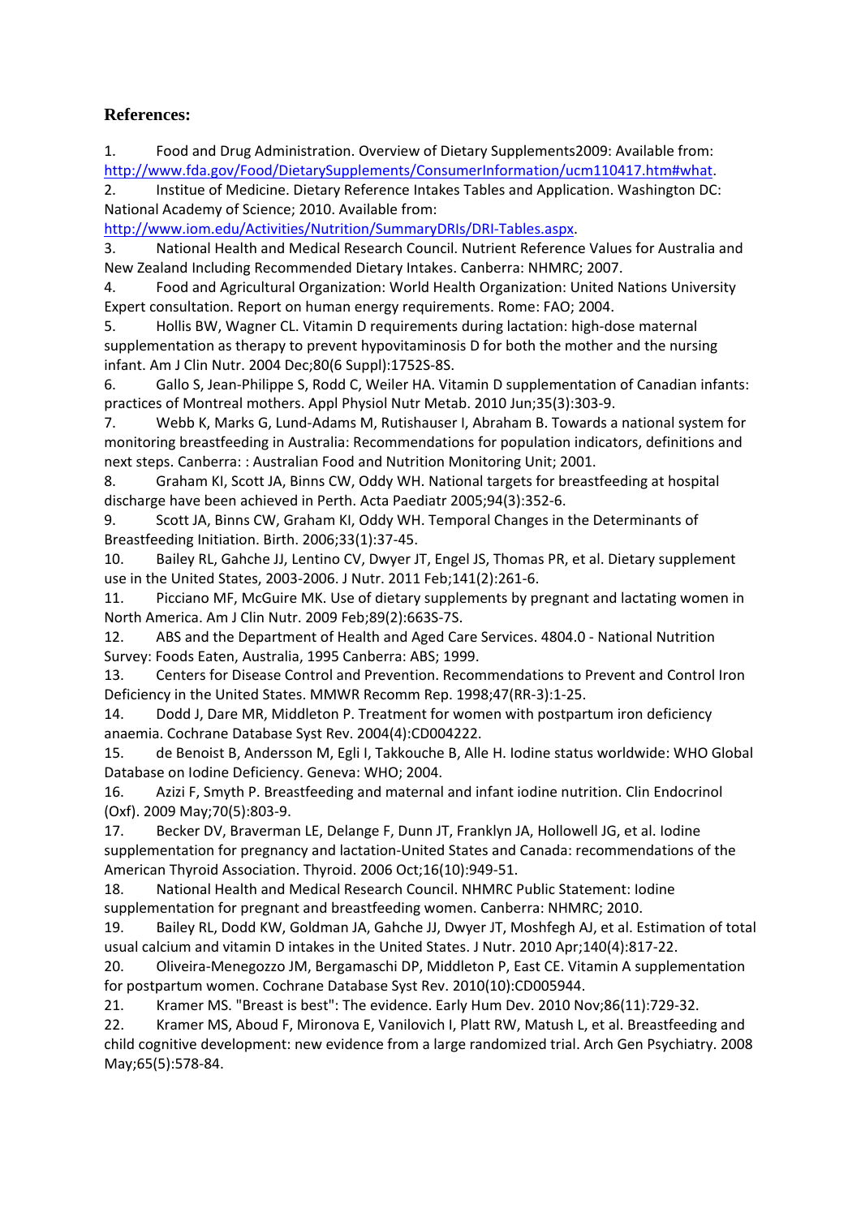**References:**

1. Food and Drug Administration. Overview of Dietary Supplements2009: Available from: http://www.fda.gov/Food/DietarySupplements/ConsumerInformation/ucm110417.htm#what.
2. Institue of Medicine. Dietary Reference Intakes Tables and Application. Washington DC: National Academy of Science; 2010. Available from: http://www.iom.edu/Activities/Nutrition/SummaryDRIs/DRI-Tables.aspx.
3. National Health and Medical Research Council. Nutrient Reference Values for Australia and New Zealand Including Recommended Dietary Intakes. Canberra: NHMRC; 2007.
4. Food and Agricultural Organization: World Health Organization: United Nations University Expert consultation. Report on human energy requirements. Rome: FAO; 2004.
5. Hollis BW, Wagner CL. Vitamin D requirements during lactation: high-dose maternal supplementation as therapy to prevent hypovitaminosis D for both the mother and the nursing infant. Am J Clin Nutr. 2004 Dec;80(6 Suppl):1752S-8S.
6. Gallo S, Jean-Philippe S, Rodd C, Weiler HA. Vitamin D supplementation of Canadian infants: practices of Montreal mothers. Appl Physiol Nutr Metab. 2010 Jun;35(3):303-9.
7. Webb K, Marks G, Lund-Adams M, Rutishauser I, Abraham B. Towards a national system for monitoring breastfeeding in Australia: Recommendations for population indicators, definitions and next steps. Canberra: : Australian Food and Nutrition Monitoring Unit; 2001.
8. Graham KI, Scott JA, Binns CW, Oddy WH. National targets for breastfeeding at hospital discharge have been achieved in Perth. Acta Paediatr 2005;94(3):352-6.
9. Scott JA, Binns CW, Graham KI, Oddy WH. Temporal Changes in the Determinants of Breastfeeding Initiation. Birth. 2006;33(1):37-45.
10. Bailey RL, Gahche JJ, Lentino CV, Dwyer JT, Engel JS, Thomas PR, et al. Dietary supplement use in the United States, 2003-2006. J Nutr. 2011 Feb;141(2):261-6.
11. Picciano MF, McGuire MK. Use of dietary supplements by pregnant and lactating women in North America. Am J Clin Nutr. 2009 Feb;89(2):663S-7S.
12. ABS and the Department of Health and Aged Care Services. 4804.0 - National Nutrition Survey: Foods Eaten, Australia, 1995 Canberra: ABS; 1999.
13. Centers for Disease Control and Prevention. Recommendations to Prevent and Control Iron Deficiency in the United States. MMWR Recomm Rep. 1998;47(RR-3):1-25.
14. Dodd J, Dare MR, Middleton P. Treatment for women with postpartum iron deficiency anaemia. Cochrane Database Syst Rev. 2004(4):CD004222.
15. de Benoist B, Andersson M, Egli I, Takkouche B, Alle H. Iodine status worldwide: WHO Global Database on Iodine Deficiency. Geneva: WHO; 2004.
16. Azizi F, Smyth P. Breastfeeding and maternal and infant iodine nutrition. Clin Endocrinol (Oxf). 2009 May;70(5):803-9.
17. Becker DV, Braverman LE, Delange F, Dunn JT, Franklyn JA, Hollowell JG, et al. Iodine supplementation for pregnancy and lactation-United States and Canada: recommendations of the American Thyroid Association. Thyroid. 2006 Oct;16(10):949-51.
18. National Health and Medical Research Council. NHMRC Public Statement: Iodine supplementation for pregnant and breastfeeding women. Canberra: NHMRC; 2010.
19. Bailey RL, Dodd KW, Goldman JA, Gahche JJ, Dwyer JT, Moshfegh AJ, et al. Estimation of total usual calcium and vitamin D intakes in the United States. J Nutr. 2010 Apr;140(4):817-22.
20. Oliveira-Menegozzo JM, Bergamaschi DP, Middleton P, East CE. Vitamin A supplementation for postpartum women. Cochrane Database Syst Rev. 2010(10):CD005944.
21. Kramer MS. "Breast is best": The evidence. Early Hum Dev. 2010 Nov;86(11):729-32.
22. Kramer MS, Aboud F, Mironova E, Vanilovich I, Platt RW, Matush L, et al. Breastfeeding and child cognitive development: new evidence from a large randomized trial. Arch Gen Psychiatry. 2008 May;65(5):578-84.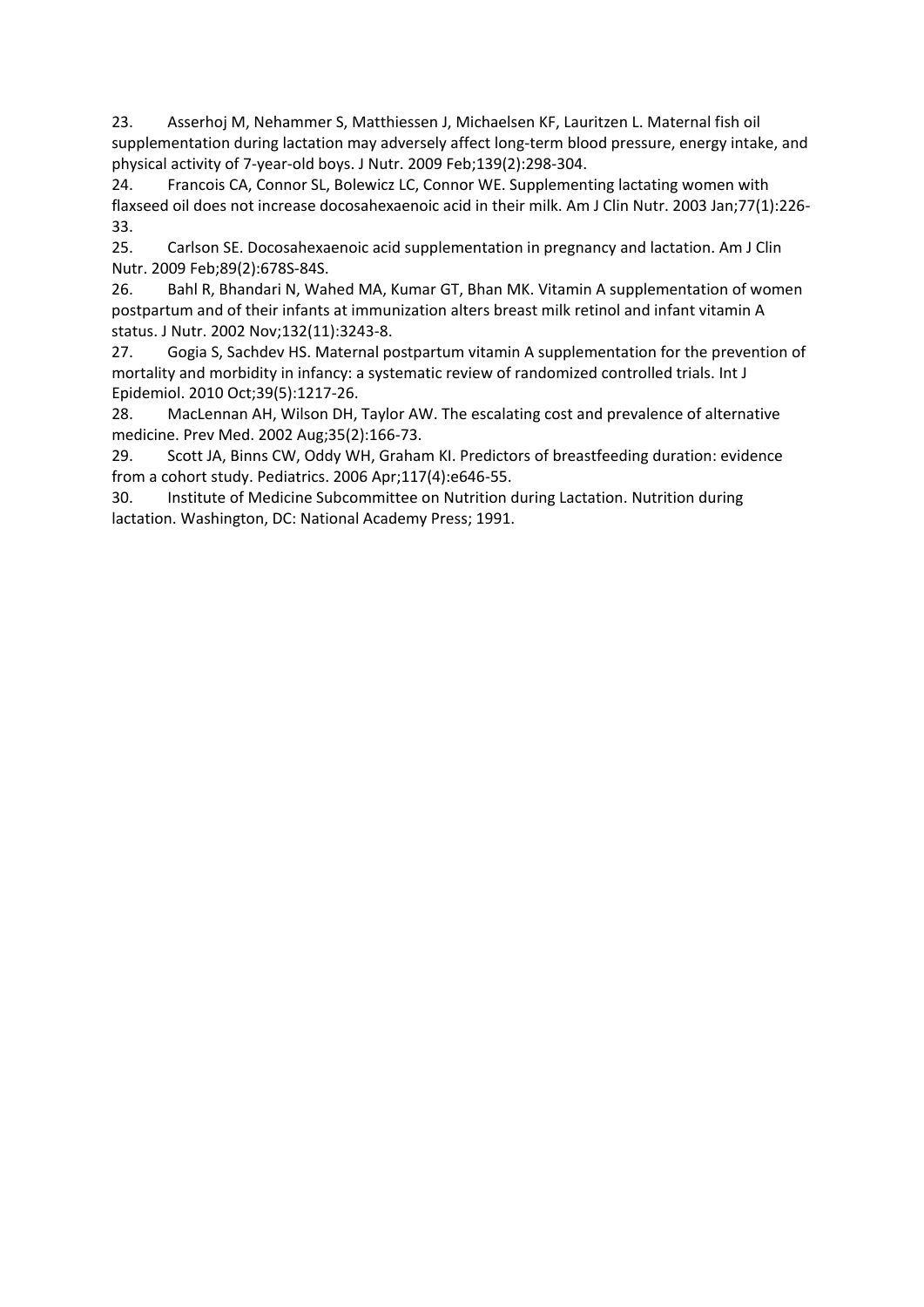23. Asserhoj M, Nehammer S, Matthiessen J, Michaelsen KF, Lauritzen L. Maternal fish oil supplementation during lactation may adversely affect long-term blood pressure, energy intake, and physical activity of 7-year-old boys. J Nutr. 2009 Feb;139(2):298-304.
24. Francois CA, Connor SL, Bolewicz LC, Connor WE. Supplementing lactating women with flaxseed oil does not increase docosahexaenoic acid in their milk. Am J Clin Nutr. 2003 Jan;77(1):226-33.
25. Carlson SE. Docosahexaenoic acid supplementation in pregnancy and lactation. Am J Clin Nutr. 2009 Feb;89(2):678S-84S.
26. Bahl R, Bhandari N, Wahed MA, Kumar GT, Bhan MK. Vitamin A supplementation of women postpartum and of their infants at immunization alters breast milk retinol and infant vitamin A status. J Nutr. 2002 Nov;132(11):3243-8.
27. Gogia S, Sachdev HS. Maternal postpartum vitamin A supplementation for the prevention of mortality and morbidity in infancy: a systematic review of randomized controlled trials. Int J Epidemiol. 2010 Oct;39(5):1217-26.
28. MacLennan AH, Wilson DH, Taylor AW. The escalating cost and prevalence of alternative medicine. Prev Med. 2002 Aug;35(2):166-73.
29. Scott JA, Binns CW, Oddy WH, Graham KI. Predictors of breastfeeding duration: evidence from a cohort study. Pediatrics. 2006 Apr;117(4):e646-55.
30. Institute of Medicine Subcommittee on Nutrition during Lactation. Nutrition during lactation. Washington, DC: National Academy Press; 1991.